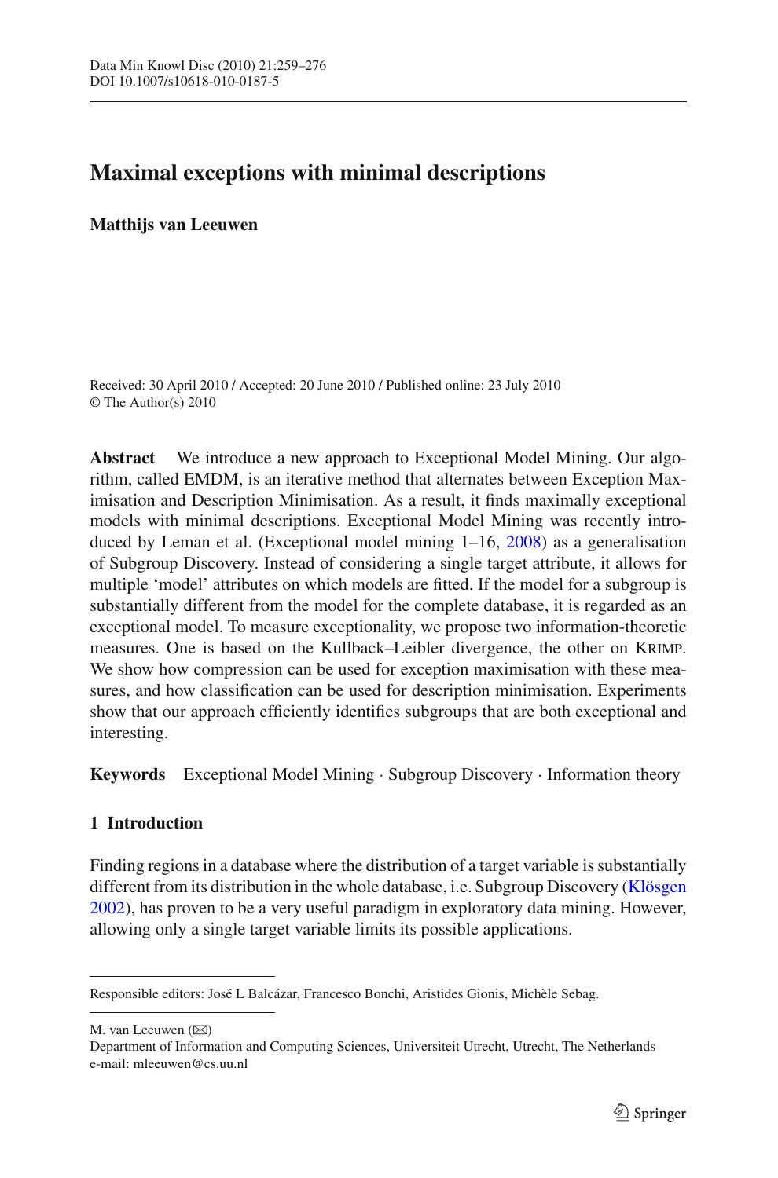# Maximal exceptions with minimal descriptions

**Matthijs van Leeuwen**

Received: 30 April 2010 / Accepted: 20 June 2010 / Published online: 23 July 2010
© The Author(s) 2010

**Abstract** We introduce a new approach to Exceptional Model Mining. Our algorithm, called EMDM, is an iterative method that alternates between Exception Maximisation and Description Minimisation. As a result, it finds maximally exceptional models with minimal descriptions. Exceptional Model Mining was recently introduced by Leman et al. (Exceptional model mining 1–16, 2008) as a generalisation of Subgroup Discovery. Instead of considering a single target attribute, it allows for multiple 'model' attributes on which models are fitted. If the model for a subgroup is substantially different from the model for the complete database, it is regarded as an exceptional model. To measure exceptionality, we propose two information-theoretic measures. One is based on the Kullback–Leibler divergence, the other on KRIMP. We show how compression can be used for exception maximisation with these measures, and how classification can be used for description minimisation. Experiments show that our approach efficiently identifies subgroups that are both exceptional and interesting.

**Keywords** Exceptional Model Mining · Subgroup Discovery · Information theory

## 1 Introduction

Finding regions in a database where the distribution of a target variable is substantially different from its distribution in the whole database, i.e. Subgroup Discovery (Klösgen 2002), has proven to be a very useful paradigm in exploratory data mining. However, allowing only a single target variable limits its possible applications.

---

Responsible editors: José L Balcázar, Francesco Bonchi, Aristides Gionis, Michèle Sebag.

---

M. van Leeuwen (✉)
Department of Information and Computing Sciences, Universiteit Utrecht, Utrecht, The Netherlands
e-mail: mleeuwen@cs.uu.nl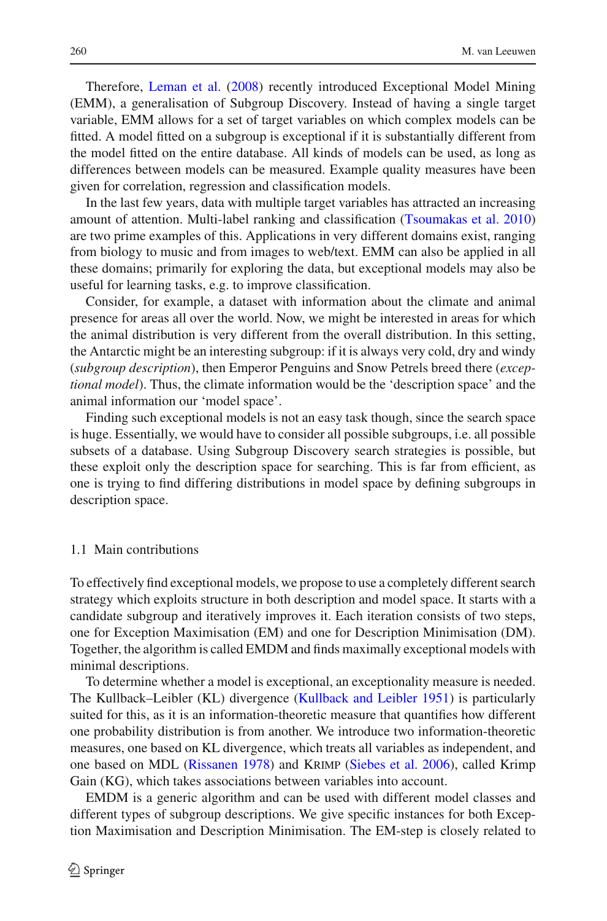Therefore, Leman et al. (2008) recently introduced Exceptional Model Mining (EMM), a generalisation of Subgroup Discovery. Instead of having a single target variable, EMM allows for a set of target variables on which complex models can be fitted. A model fitted on a subgroup is exceptional if it is substantially different from the model fitted on the entire database. All kinds of models can be used, as long as differences between models can be measured. Example quality measures have been given for correlation, regression and classification models.

In the last few years, data with multiple target variables has attracted an increasing amount of attention. Multi-label ranking and classification (Tsoumakas et al. 2010) are two prime examples of this. Applications in very different domains exist, ranging from biology to music and from images to web/text. EMM can also be applied in all these domains; primarily for exploring the data, but exceptional models may also be useful for learning tasks, e.g. to improve classification.

Consider, for example, a dataset with information about the climate and animal presence for areas all over the world. Now, we might be interested in areas for which the animal distribution is very different from the overall distribution. In this setting, the Antarctic might be an interesting subgroup: if it is always very cold, dry and windy (*subgroup description*), then Emperor Penguins and Snow Petrels breed there (*exceptional model*). Thus, the climate information would be the 'description space' and the animal information our 'model space'.

Finding such exceptional models is not an easy task though, since the search space is huge. Essentially, we would have to consider all possible subgroups, i.e. all possible subsets of a database. Using Subgroup Discovery search strategies is possible, but these exploit only the description space for searching. This is far from efficient, as one is trying to find differing distributions in model space by defining subgroups in description space.

### 1.1 Main contributions

To effectively find exceptional models, we propose to use a completely different search strategy which exploits structure in both description and model space. It starts with a candidate subgroup and iteratively improves it. Each iteration consists of two steps, one for Exception Maximisation (EM) and one for Description Minimisation (DM). Together, the algorithm is called EMDM and finds maximally exceptional models with minimal descriptions.

To determine whether a model is exceptional, an exceptionality measure is needed. The Kullback–Leibler (KL) divergence (Kullback and Leibler 1951) is particularly suited for this, as it is an information-theoretic measure that quantifies how different one probability distribution is from another. We introduce two information-theoretic measures, one based on KL divergence, which treats all variables as independent, and one based on MDL (Rissanen 1978) and Krimp (Siebes et al. 2006), called Krimp Gain (KG), which takes associations between variables into account.

EMDM is a generic algorithm and can be used with different model classes and different types of subgroup descriptions. We give specific instances for both Exception Maximisation and Description Minimisation. The EM-step is closely related to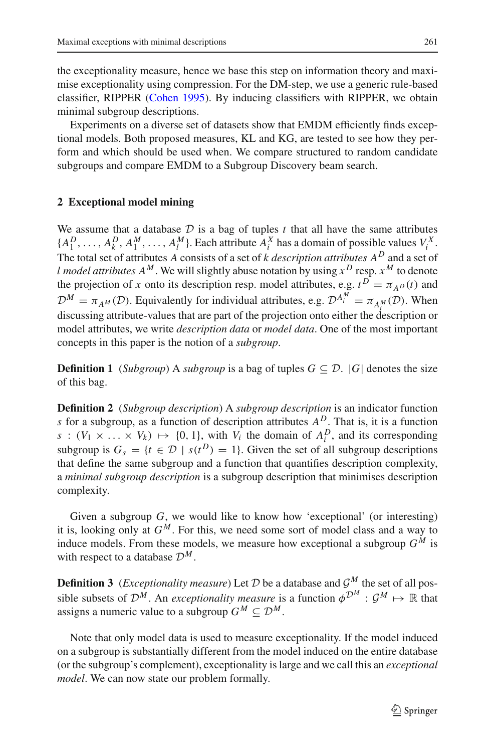the exceptionality measure, hence we base this step on information theory and maximise exceptionality using compression. For the DM-step, we use a generic rule-based classifier, RIPPER (Cohen 1995). By inducing classifiers with RIPPER, we obtain minimal subgroup descriptions.

Experiments on a diverse set of datasets show that EMDM efficiently finds exceptional models. Both proposed measures, KL and KG, are tested to see how they perform and which should be used when. We compare structured to random candidate subgroups and compare EMDM to a Subgroup Discovery beam search.

## 2 Exceptional model mining

We assume that a database $\mathcal{D}$ is a bag of tuples $t$ that all have the same attributes $\{A_1^D, \ldots, A_k^D, A_1^M, \ldots, A_l^M\}$. Each attribute $A_i^X$ has a domain of possible values $V_i^X$. The total set of attributes $A$ consists of a set of $k$ *description attributes* $A^D$ and a set of $l$ *model attributes* $A^M$. We will slightly abuse notation by using $x^D$ resp. $x^M$ to denote the projection of $x$ onto its description resp. model attributes, e.g. $t^D = \pi_{A^D}(t)$ and $\mathcal{D}^M = \pi_{A^M}(\mathcal{D})$. Equivalently for individual attributes, e.g. $\mathcal{D}^{A_i^M} = \pi_{A_i^M}(\mathcal{D})$. When discussing attribute-values that are part of the projection onto either the description or model attributes, we write *description data* or *model data*. One of the most important concepts in this paper is the notion of a *subgroup*.

**Definition 1** (*Subgroup*) A *subgroup* is a bag of tuples $G \subseteq \mathcal{D}$. $|G|$ denotes the size of this bag.

**Definition 2** (*Subgroup description*) A *subgroup description* is an indicator function $s$ for a subgroup, as a function of description attributes $A^D$. That is, it is a function $s : (V_1 \times \ldots \times V_k) \mapsto \{0, 1\}$, with $V_i$ the domain of $A_i^D$, and its corresponding subgroup is $G_s = \{t \in \mathcal{D} \mid s(t^D) = 1\}$. Given the set of all subgroup descriptions that define the same subgroup and a function that quantifies description complexity, a *minimal subgroup description* is a subgroup description that minimises description complexity.

Given a subgroup $G$, we would like to know how 'exceptional' (or interesting) it is, looking only at $G^M$. For this, we need some sort of model class and a way to induce models. From these models, we measure how exceptional a subgroup $G^M$ is with respect to a database $\mathcal{D}^M$.

**Definition 3** (*Exceptionality measure*) Let $\mathcal{D}$ be a database and $\mathcal{G}^M$ the set of all possible subsets of $\mathcal{D}^M$. An *exceptionality measure* is a function $\phi^{\mathcal{D}^M} : \mathcal{G}^M \mapsto \mathbb{R}$ that assigns a numeric value to a subgroup $G^M \subseteq \mathcal{D}^M$.

Note that only model data is used to measure exceptionality. If the model induced on a subgroup is substantially different from the model induced on the entire database (or the subgroup's complement), exceptionality is large and we call this an *exceptional model*. We can now state our problem formally.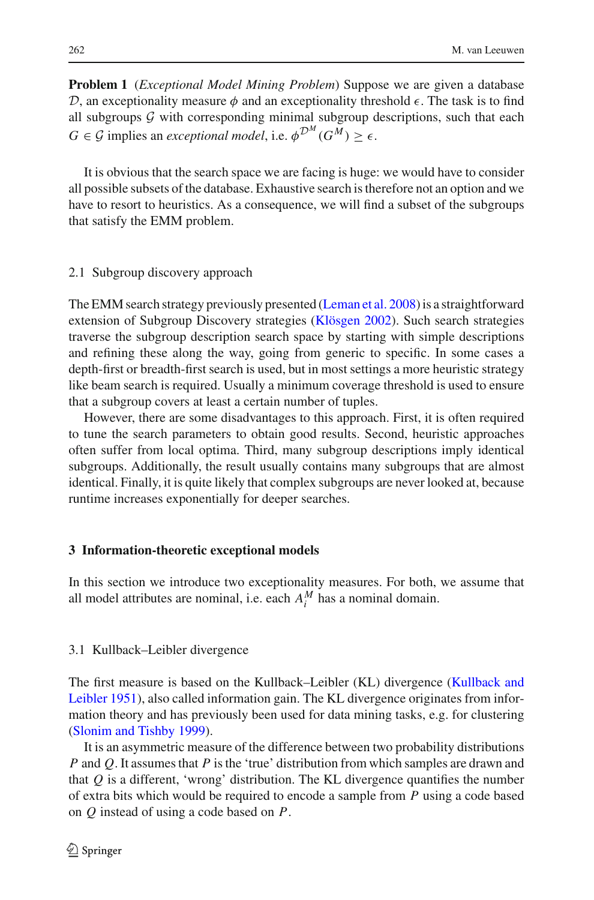**Problem 1** (*Exceptional Model Mining Problem*) Suppose we are given a database $\mathcal{D}$, an exceptionality measure $\phi$ and an exceptionality threshold $\epsilon$. The task is to find all subgroups $\mathcal{G}$ with corresponding minimal subgroup descriptions, such that each $G \in \mathcal{G}$ implies an *exceptional model*, i.e. $\phi^{\mathcal{D}^M}(G^M) \geq \epsilon$.

It is obvious that the search space we are facing is huge: we would have to consider all possible subsets of the database. Exhaustive search is therefore not an option and we have to resort to heuristics. As a consequence, we will find a subset of the subgroups that satisfy the EMM problem.

### 2.1 Subgroup discovery approach

The EMM search strategy previously presented (Leman et al. 2008) is a straightforward extension of Subgroup Discovery strategies (Klösgen 2002). Such search strategies traverse the subgroup description search space by starting with simple descriptions and refining these along the way, going from generic to specific. In some cases a depth-first or breadth-first search is used, but in most settings a more heuristic strategy like beam search is required. Usually a minimum coverage threshold is used to ensure that a subgroup covers at least a certain number of tuples.

However, there are some disadvantages to this approach. First, it is often required to tune the search parameters to obtain good results. Second, heuristic approaches often suffer from local optima. Third, many subgroup descriptions imply identical subgroups. Additionally, the result usually contains many subgroups that are almost identical. Finally, it is quite likely that complex subgroups are never looked at, because runtime increases exponentially for deeper searches.

## 3 Information-theoretic exceptional models

In this section we introduce two exceptionality measures. For both, we assume that all model attributes are nominal, i.e. each $A_i^M$ has a nominal domain.

### 3.1 Kullback–Leibler divergence

The first measure is based on the Kullback–Leibler (KL) divergence (Kullback and Leibler 1951), also called information gain. The KL divergence originates from information theory and has previously been used for data mining tasks, e.g. for clustering (Slonim and Tishby 1999).

It is an asymmetric measure of the difference between two probability distributions $P$ and $Q$. It assumes that $P$ is the 'true' distribution from which samples are drawn and that $Q$ is a different, 'wrong' distribution. The KL divergence quantifies the number of extra bits which would be required to encode a sample from $P$ using a code based on $Q$ instead of using a code based on $P$.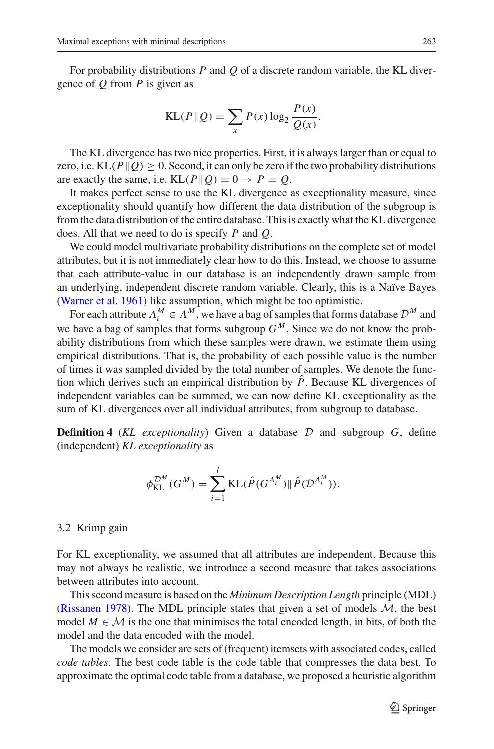For probability distributions $P$ and $Q$ of a discrete random variable, the KL divergence of $Q$ from $P$ is given as

$$\text{KL}(P \| Q) = \sum_x P(x) \log_2 \frac{P(x)}{Q(x)}.$$

The KL divergence has two nice properties. First, it is always larger than or equal to zero, i.e. $\text{KL}(P \| Q) \geq 0$. Second, it can only be zero if the two probability distributions are exactly the same, i.e. $\text{KL}(P \| Q) = 0 \rightarrow P = Q$.

It makes perfect sense to use the KL divergence as exceptionality measure, since exceptionality should quantify how different the data distribution of the subgroup is from the data distribution of the entire database. This is exactly what the KL divergence does. All that we need to do is specify $P$ and $Q$.

We could model multivariate probability distributions on the complete set of model attributes, but it is not immediately clear how to do this. Instead, we choose to assume that each attribute-value in our database is an independently drawn sample from an underlying, independent discrete random variable. Clearly, this is a Naïve Bayes (Warner et al. 1961) like assumption, which might be too optimistic.

For each attribute $A_i^M \in A^M$, we have a bag of samples that forms database $\mathcal{D}^M$ and we have a bag of samples that forms subgroup $G^M$. Since we do not know the probability distributions from which these samples were drawn, we estimate them using empirical distributions. That is, the probability of each possible value is the number of times it was sampled divided by the total number of samples. We denote the function which derives such an empirical distribution by $\hat{P}$. Because KL divergences of independent variables can be summed, we can now define KL exceptionality as the sum of KL divergences over all individual attributes, from subgroup to database.

**Definition 4** (*KL exceptionality*) Given a database $\mathcal{D}$ and subgroup $G$, define (independent) *KL exceptionality* as

$$\phi_{\text{KL}}^{\mathcal{D}^M}(G^M) = \sum_{i=1}^{l} \text{KL}(\hat{P}(G^{A_i^M}) \| \hat{P}(\mathcal{D}^{A_i^M})).$$

### 3.2 Krimp gain

For KL exceptionality, we assumed that all attributes are independent. Because this may not always be realistic, we introduce a second measure that takes associations between attributes into account.

This second measure is based on the *Minimum Description Length* principle (MDL) (Rissanen 1978). The MDL principle states that given a set of models $\mathcal{M}$, the best model $M \in \mathcal{M}$ is the one that minimises the total encoded length, in bits, of both the model and the data encoded with the model.

The models we consider are sets of (frequent) itemsets with associated codes, called *code tables*. The best code table is the code table that compresses the data best. To approximate the optimal code table from a database, we proposed a heuristic algorithm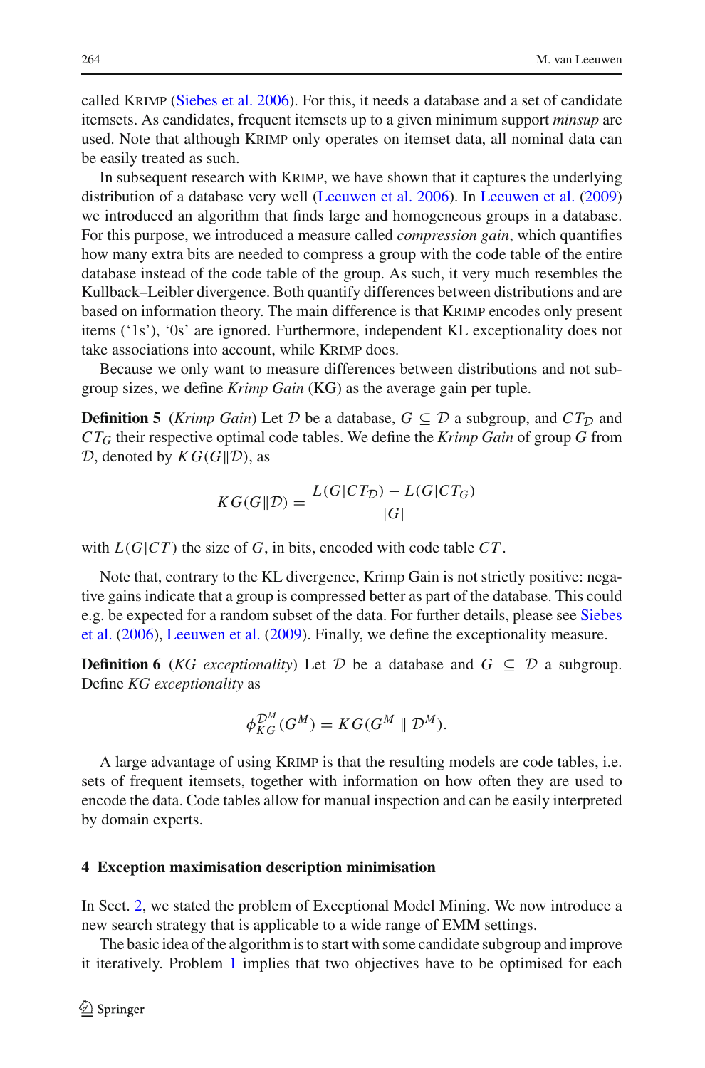called Krimp (Siebes et al. 2006). For this, it needs a database and a set of candidate itemsets. As candidates, frequent itemsets up to a given minimum support *minsup* are used. Note that although Krimp only operates on itemset data, all nominal data can be easily treated as such.

In subsequent research with Krimp, we have shown that it captures the underlying distribution of a database very well (Leeuwen et al. 2006). In Leeuwen et al. (2009) we introduced an algorithm that finds large and homogeneous groups in a database. For this purpose, we introduced a measure called *compression gain*, which quantifies how many extra bits are needed to compress a group with the code table of the entire database instead of the code table of the group. As such, it very much resembles the Kullback–Leibler divergence. Both quantify differences between distributions and are based on information theory. The main difference is that Krimp encodes only present items ('1s'), '0s' are ignored. Furthermore, independent KL exceptionality does not take associations into account, while Krimp does.

Because we only want to measure differences between distributions and not subgroup sizes, we define *Krimp Gain* (KG) as the average gain per tuple.

**Definition 5** (*Krimp Gain*) Let $\mathcal{D}$ be a database, $G \subseteq \mathcal{D}$ a subgroup, and $CT_{\mathcal{D}}$ and $CT_G$ their respective optimal code tables. We define the *Krimp Gain* of group $G$ from $\mathcal{D}$, denoted by $KG(G \| \mathcal{D})$, as

$$KG(G \| \mathcal{D}) = \frac{L(G|CT_{\mathcal{D}}) - L(G|CT_G)}{|G|}$$

with $L(G|CT)$ the size of $G$, in bits, encoded with code table $CT$.

Note that, contrary to the KL divergence, Krimp Gain is not strictly positive: negative gains indicate that a group is compressed better as part of the database. This could e.g. be expected for a random subset of the data. For further details, please see Siebes et al. (2006), Leeuwen et al. (2009). Finally, we define the exceptionality measure.

**Definition 6** (*KG exceptionality*) Let $\mathcal{D}$ be a database and $G \subseteq \mathcal{D}$ a subgroup. Define *KG exceptionality* as

$$\phi_{KG}^{\mathcal{D}^M}(G^M) = KG(G^M \parallel \mathcal{D}^M).$$

A large advantage of using Krimp is that the resulting models are code tables, i.e. sets of frequent itemsets, together with information on how often they are used to encode the data. Code tables allow for manual inspection and can be easily interpreted by domain experts.

## 4 Exception maximisation description minimisation

In Sect. 2, we stated the problem of Exceptional Model Mining. We now introduce a new search strategy that is applicable to a wide range of EMM settings.

The basic idea of the algorithm is to start with some candidate subgroup and improve it iteratively. Problem 1 implies that two objectives have to be optimised for each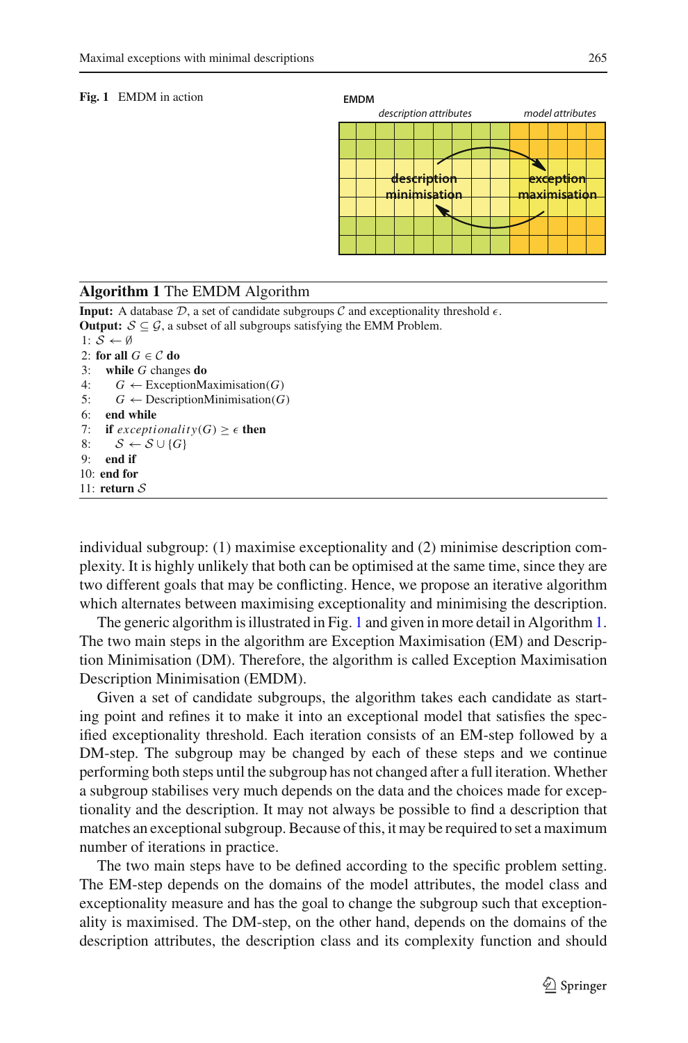**Fig. 1** EMDM in action

**Algorithm 1** The EMDM Algorithm

**Input:** A database $\mathcal{D}$, a set of candidate subgroups $\mathcal{C}$ and exceptionality threshold $\epsilon$.
**Output:** $\mathcal{S} \subseteq \mathcal{G}$, a subset of all subgroups satisfying the EMM Problem.

```
1: S ← ∅
2: for all G ∈ C do
3:   while G changes do
4:     G ← ExceptionMaximisation(G)
5:     G ← DescriptionMinimisation(G)
6:   end while
7:   if exceptionality(G) ≥ ε then
8:     S ← S ∪ {G}
9:   end if
10: end for
11: return S
```

individual subgroup: (1) maximise exceptionality and (2) minimise description complexity. It is highly unlikely that both can be optimised at the same time, since they are two different goals that may be conflicting. Hence, we propose an iterative algorithm which alternates between maximising exceptionality and minimising the description.

The generic algorithm is illustrated in Fig. 1 and given in more detail in Algorithm 1. The two main steps in the algorithm are Exception Maximisation (EM) and Description Minimisation (DM). Therefore, the algorithm is called Exception Maximisation Description Minimisation (EMDM).

Given a set of candidate subgroups, the algorithm takes each candidate as starting point and refines it to make it into an exceptional model that satisfies the specified exceptionality threshold. Each iteration consists of an EM-step followed by a DM-step. The subgroup may be changed by each of these steps and we continue performing both steps until the subgroup has not changed after a full iteration. Whether a subgroup stabilises very much depends on the data and the choices made for exceptionality and the description. It may not always be possible to find a description that matches an exceptional subgroup. Because of this, it may be required to set a maximum number of iterations in practice.

The two main steps have to be defined according to the specific problem setting. The EM-step depends on the domains of the model attributes, the model class and exceptionality measure and has the goal to change the subgroup such that exceptionality is maximised. The DM-step, on the other hand, depends on the domains of the description attributes, the description class and its complexity function and should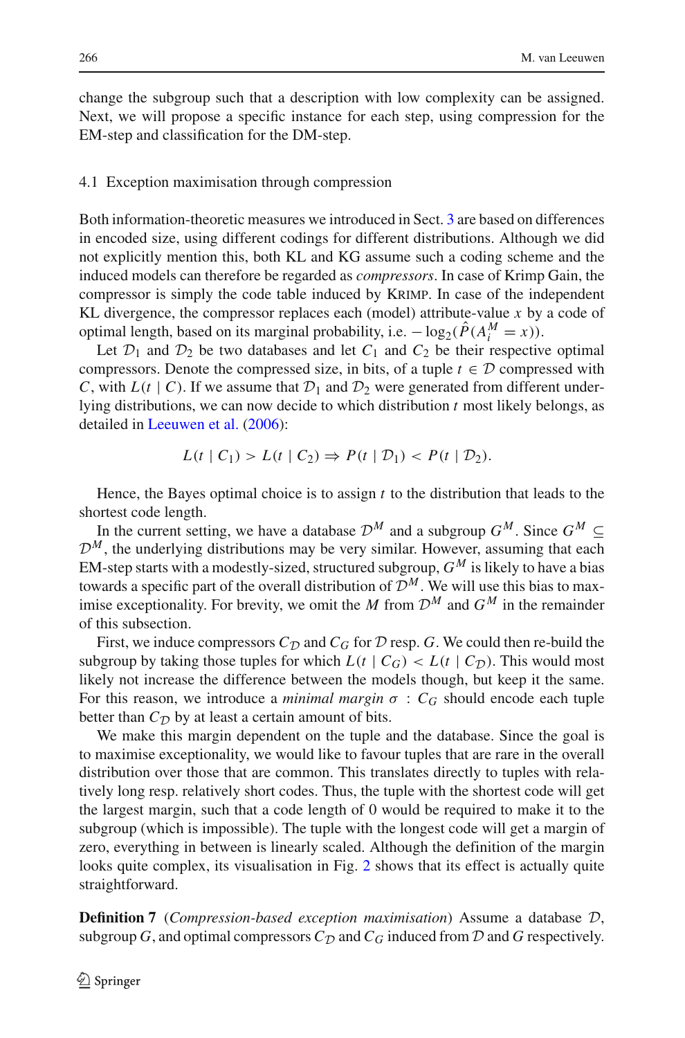change the subgroup such that a description with low complexity can be assigned. Next, we will propose a specific instance for each step, using compression for the EM-step and classification for the DM-step.

### 4.1 Exception maximisation through compression

Both information-theoretic measures we introduced in Sect. 3 are based on differences in encoded size, using different codings for different distributions. Although we did not explicitly mention this, both KL and KG assume such a coding scheme and the induced models can therefore be regarded as *compressors*. In case of Krimp Gain, the compressor is simply the code table induced by KRIMP. In case of the independent KL divergence, the compressor replaces each (model) attribute-value $x$ by a code of optimal length, based on its marginal probability, i.e. $-\log_2(\hat{P}(A_i^M = x))$.

Let $\mathcal{D}_1$ and $\mathcal{D}_2$ be two databases and let $C_1$ and $C_2$ be their respective optimal compressors. Denote the compressed size, in bits, of a tuple $t \in \mathcal{D}$ compressed with $C$, with $L(t \mid C)$. If we assume that $\mathcal{D}_1$ and $\mathcal{D}_2$ were generated from different underlying distributions, we can now decide to which distribution $t$ most likely belongs, as detailed in Leeuwen et al. (2006):

$$L(t \mid C_1) > L(t \mid C_2) \Rightarrow P(t \mid \mathcal{D}_1) < P(t \mid \mathcal{D}_2).$$

Hence, the Bayes optimal choice is to assign $t$ to the distribution that leads to the shortest code length.

In the current setting, we have a database $\mathcal{D}^M$ and a subgroup $G^M$. Since $G^M \subseteq \mathcal{D}^M$, the underlying distributions may be very similar. However, assuming that each EM-step starts with a modestly-sized, structured subgroup, $G^M$ is likely to have a bias towards a specific part of the overall distribution of $\mathcal{D}^M$. We will use this bias to maximise exceptionality. For brevity, we omit the $M$ from $\mathcal{D}^M$ and $G^M$ in the remainder of this subsection.

First, we induce compressors $C_{\mathcal{D}}$ and $C_G$ for $\mathcal{D}$ resp. $G$. We could then re-build the subgroup by taking those tuples for which $L(t \mid C_G) < L(t \mid C_{\mathcal{D}})$. This would most likely not increase the difference between the models though, but keep it the same. For this reason, we introduce a *minimal margin* $\sigma$ : $C_G$ should encode each tuple better than $C_{\mathcal{D}}$ by at least a certain amount of bits.

We make this margin dependent on the tuple and the database. Since the goal is to maximise exceptionality, we would like to favour tuples that are rare in the overall distribution over those that are common. This translates directly to tuples with relatively long resp. relatively short codes. Thus, the tuple with the shortest code will get the largest margin, such that a code length of 0 would be required to make it to the subgroup (which is impossible). The tuple with the longest code will get a margin of zero, everything in between is linearly scaled. Although the definition of the margin looks quite complex, its visualisation in Fig. 2 shows that its effect is actually quite straightforward.

**Definition 7** (*Compression-based exception maximisation*) Assume a database $\mathcal{D}$, subgroup $G$, and optimal compressors $C_{\mathcal{D}}$ and $C_G$ induced from $\mathcal{D}$ and $G$ respectively.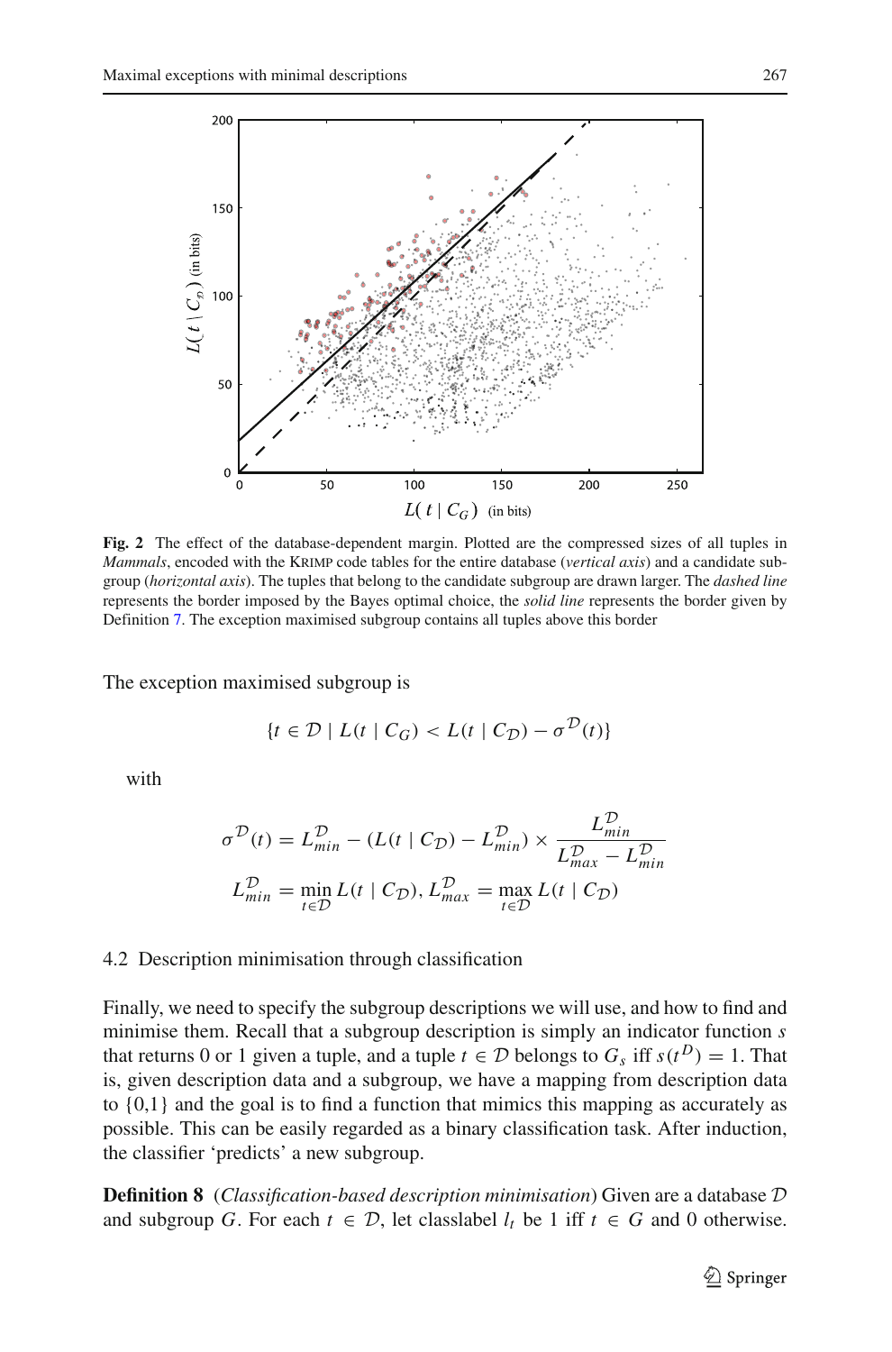**Fig. 2** The effect of the database-dependent margin. Plotted are the compressed sizes of all tuples in *Mammals*, encoded with the KRIMP code tables for the entire database (*vertical axis*) and a candidate subgroup (*horizontal axis*). The tuples that belong to the candidate subgroup are drawn larger. The *dashed line* represents the border imposed by the Bayes optimal choice, the *solid line* represents the border given by Definition 7. The exception maximised subgroup contains all tuples above this border

The exception maximised subgroup is

$$\{t \in \mathcal{D} \mid L(t \mid C_G) < L(t \mid C_{\mathcal{D}}) - \sigma^{\mathcal{D}}(t)\}$$

with

$$\sigma^{\mathcal{D}}(t) = L^{\mathcal{D}}_{min} - (L(t \mid C_{\mathcal{D}}) - L^{\mathcal{D}}_{min}) \times \frac{L^{\mathcal{D}}_{min}}{L^{\mathcal{D}}_{max} - L^{\mathcal{D}}_{min}}$$

$$L^{\mathcal{D}}_{min} = \min_{t \in \mathcal{D}} L(t \mid C_{\mathcal{D}}), L^{\mathcal{D}}_{max} = \max_{t \in \mathcal{D}} L(t \mid C_{\mathcal{D}})$$

### 4.2 Description minimisation through classification

Finally, we need to specify the subgroup descriptions we will use, and how to find and minimise them. Recall that a subgroup description is simply an indicator function $s$ that returns 0 or 1 given a tuple, and a tuple $t \in \mathcal{D}$ belongs to $G_s$ iff $s(t^D) = 1$. That is, given description data and a subgroup, we have a mapping from description data to {0,1} and the goal is to find a function that mimics this mapping as accurately as possible. This can be easily regarded as a binary classification task. After induction, the classifier 'predicts' a new subgroup.

**Definition 8** (*Classification-based description minimisation*) Given are a database $\mathcal{D}$ and subgroup $G$. For each $t \in \mathcal{D}$, let classlabel $l_t$ be 1 iff $t \in G$ and 0 otherwise.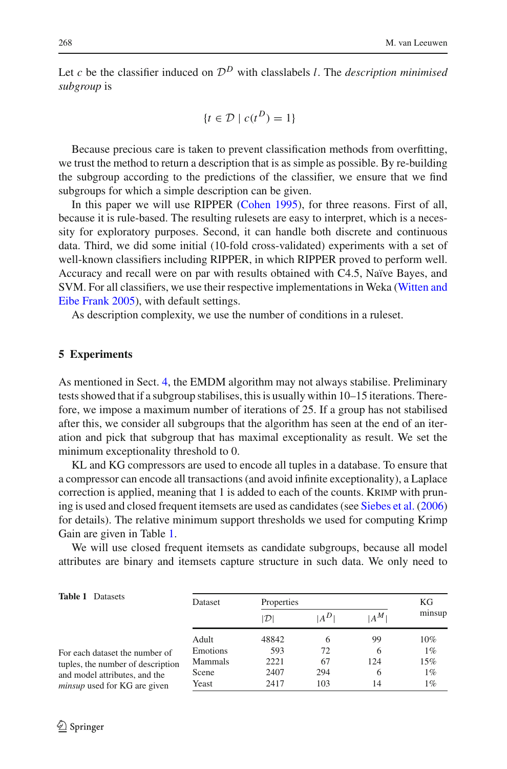Let $c$ be the classifier induced on $\mathcal{D}^D$ with classlabels $l$. The *description minimised subgroup* is

$$\{t \in \mathcal{D} \mid c(t^D) = 1\}$$

Because precious care is taken to prevent classification methods from overfitting, we trust the method to return a description that is as simple as possible. By re-building the subgroup according to the predictions of the classifier, we ensure that we find subgroups for which a simple description can be given.

In this paper we will use RIPPER (Cohen 1995), for three reasons. First of all, because it is rule-based. The resulting rulesets are easy to interpret, which is a necessity for exploratory purposes. Second, it can handle both discrete and continuous data. Third, we did some initial (10-fold cross-validated) experiments with a set of well-known classifiers including RIPPER, in which RIPPER proved to perform well. Accuracy and recall were on par with results obtained with C4.5, Naïve Bayes, and SVM. For all classifiers, we use their respective implementations in Weka (Witten and Eibe Frank 2005), with default settings.

As description complexity, we use the number of conditions in a ruleset.

## 5 Experiments

As mentioned in Sect. 4, the EMDM algorithm may not always stabilise. Preliminary tests showed that if a subgroup stabilises, this is usually within 10–15 iterations. Therefore, we impose a maximum number of iterations of 25. If a group has not stabilised after this, we consider all subgroups that the algorithm has seen at the end of an iteration and pick that subgroup that has maximal exceptionality as result. We set the minimum exceptionality threshold to 0.

KL and KG compressors are used to encode all tuples in a database. To ensure that a compressor can encode all transactions (and avoid infinite exceptionality), a Laplace correction is applied, meaning that 1 is added to each of the counts. KRIMP with pruning is used and closed frequent itemsets are used as candidates (see Siebes et al. (2006) for details). The relative minimum support thresholds we used for computing Krimp Gain are given in Table 1.

We will use closed frequent itemsets as candidate subgroups, because all model attributes are binary and itemsets capture structure in such data. We only need to

**Table 1** Datasets

For each dataset the number of tuples, the number of description and model attributes, and the *minsup* used for KG are given

| Dataset | Properties | | | KG minsup |
|---|---|---|---|---|
| | $\lvert\mathcal{D}\rvert$ | $\lvert A^D\rvert$ | $\lvert A^M\rvert$ | |
| Adult | 48842 | 6 | 99 | 10% |
| Emotions | 593 | 72 | 6 | 1% |
| Mammals | 2221 | 67 | 124 | 15% |
| Scene | 2407 | 294 | 6 | 1% |
| Yeast | 2417 | 103 | 14 | 1% |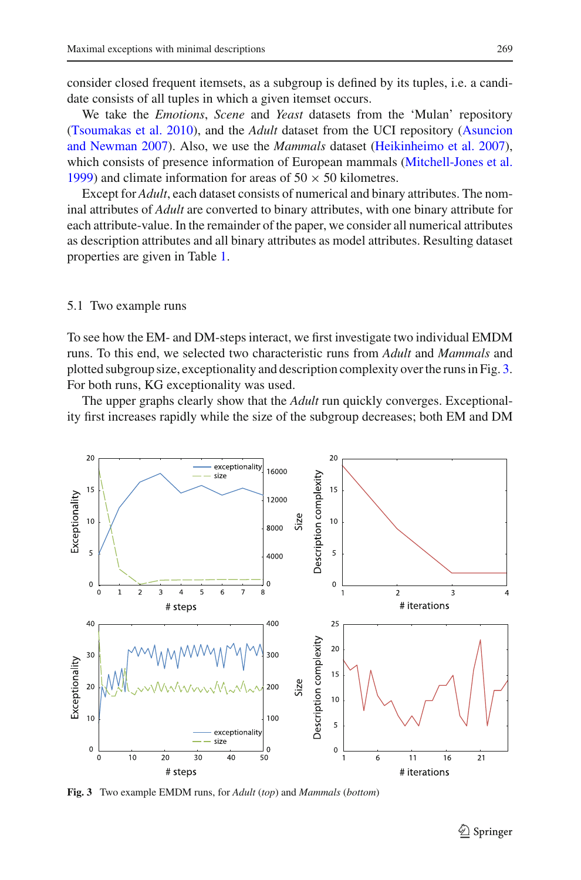consider closed frequent itemsets, as a subgroup is defined by its tuples, i.e. a candidate consists of all tuples in which a given itemset occurs.

We take the *Emotions*, *Scene* and *Yeast* datasets from the 'Mulan' repository (Tsoumakas et al. 2010), and the *Adult* dataset from the UCI repository (Asuncion and Newman 2007). Also, we use the *Mammals* dataset (Heikinheimo et al. 2007), which consists of presence information of European mammals (Mitchell-Jones et al. 1999) and climate information for areas of 50 × 50 kilometres.

Except for *Adult*, each dataset consists of numerical and binary attributes. The nominal attributes of *Adult* are converted to binary attributes, with one binary attribute for each attribute-value. In the remainder of the paper, we consider all numerical attributes as description attributes and all binary attributes as model attributes. Resulting dataset properties are given in Table 1.

### 5.1 Two example runs

To see how the EM- and DM-steps interact, we first investigate two individual EMDM runs. To this end, we selected two characteristic runs from *Adult* and *Mammals* and plotted subgroup size, exceptionality and description complexity over the runs in Fig. 3. For both runs, KG exceptionality was used.

The upper graphs clearly show that the *Adult* run quickly converges. Exceptionality first increases rapidly while the size of the subgroup decreases; both EM and DM

**Fig. 3** Two example EMDM runs, for *Adult* (*top*) and *Mammals* (*bottom*)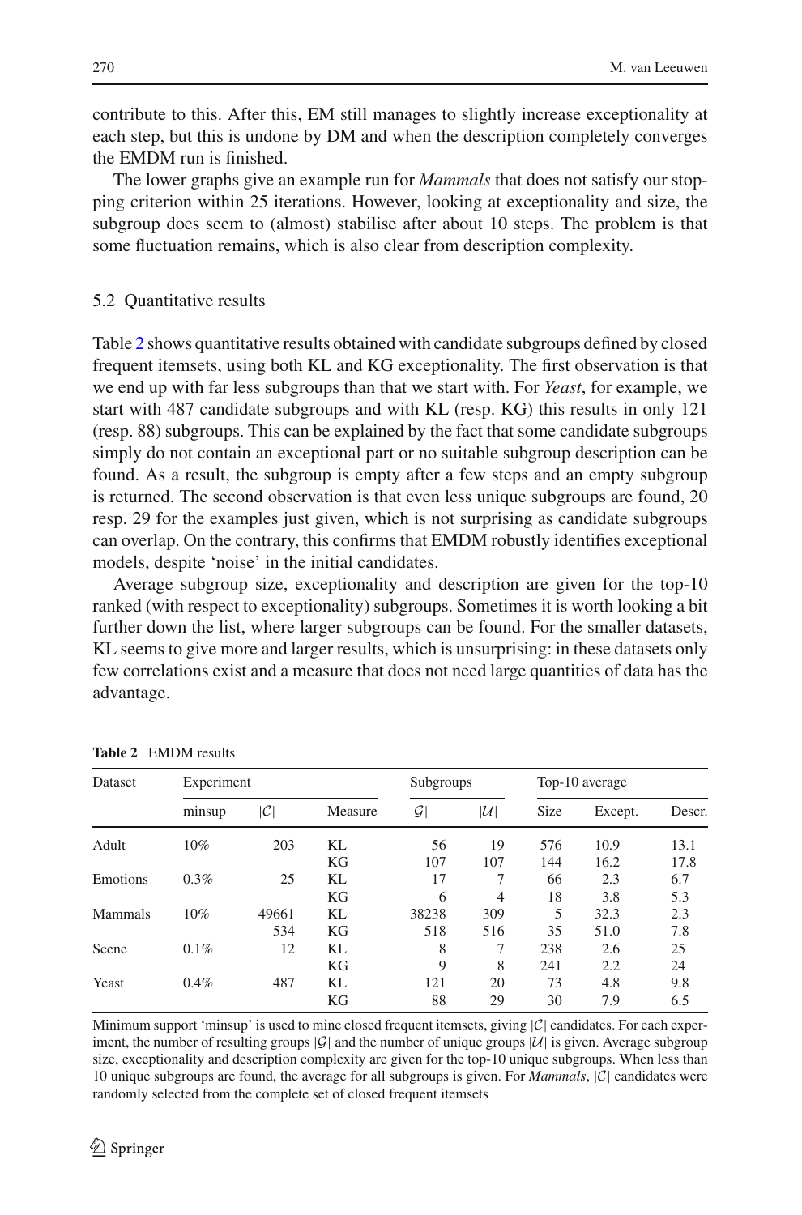contribute to this. After this, EM still manages to slightly increase exceptionality at each step, but this is undone by DM and when the description completely converges the EMDM run is finished.

The lower graphs give an example run for *Mammals* that does not satisfy our stopping criterion within 25 iterations. However, looking at exceptionality and size, the subgroup does seem to (almost) stabilise after about 10 steps. The problem is that some fluctuation remains, which is also clear from description complexity.

### 5.2 Quantitative results

Table 2 shows quantitative results obtained with candidate subgroups defined by closed frequent itemsets, using both KL and KG exceptionality. The first observation is that we end up with far less subgroups than that we start with. For *Yeast*, for example, we start with 487 candidate subgroups and with KL (resp. KG) this results in only 121 (resp. 88) subgroups. This can be explained by the fact that some candidate subgroups simply do not contain an exceptional part or no suitable subgroup description can be found. As a result, the subgroup is empty after a few steps and an empty subgroup is returned. The second observation is that even less unique subgroups are found, 20 resp. 29 for the examples just given, which is not surprising as candidate subgroups can overlap. On the contrary, this confirms that EMDM robustly identifies exceptional models, despite 'noise' in the initial candidates.

Average subgroup size, exceptionality and description are given for the top-10 ranked (with respect to exceptionality) subgroups. Sometimes it is worth looking a bit further down the list, where larger subgroups can be found. For the smaller datasets, KL seems to give more and larger results, which is unsurprising: in these datasets only few correlations exist and a measure that does not need large quantities of data has the advantage.

**Table 2** EMDM results

| Dataset | Experiment | | | Subgroups | | Top-10 average | | |
|---|---|---|---|---|---|---|---|---|
| | minsup | $\lvert\mathcal{C}\rvert$ | Measure | $\lvert\mathcal{G}\rvert$ | $\lvert\mathcal{U}\rvert$ | Size | Except. | Descr. |
| Adult | 10% | 203 | KL | 56 | 19 | 576 | 10.9 | 13.1 |
| | | | KG | 107 | 107 | 144 | 16.2 | 17.8 |
| Emotions | 0.3% | 25 | KL | 17 | 7 | 66 | 2.3 | 6.7 |
| | | | KG | 6 | 4 | 18 | 3.8 | 5.3 |
| Mammals | 10% | 49661 | KL | 38238 | 309 | 5 | 32.3 | 2.3 |
| | | 534 | KG | 518 | 516 | 35 | 51.0 | 7.8 |
| Scene | 0.1% | 12 | KL | 8 | 7 | 238 | 2.6 | 25 |
| | | | KG | 9 | 8 | 241 | 2.2 | 24 |
| Yeast | 0.4% | 487 | KL | 121 | 20 | 73 | 4.8 | 9.8 |
| | | | KG | 88 | 29 | 30 | 7.9 | 6.5 |

Minimum support 'minsup' is used to mine closed frequent itemsets, giving $\lvert\mathcal{C}\rvert$ candidates. For each experiment, the number of resulting groups $\lvert\mathcal{G}\rvert$ and the number of unique groups $\lvert\mathcal{U}\rvert$ is given. Average subgroup size, exceptionality and description complexity are given for the top-10 unique subgroups. When less than 10 unique subgroups are found, the average for all subgroups is given. For *Mammals*, $\lvert\mathcal{C}\rvert$ candidates were randomly selected from the complete set of closed frequent itemsets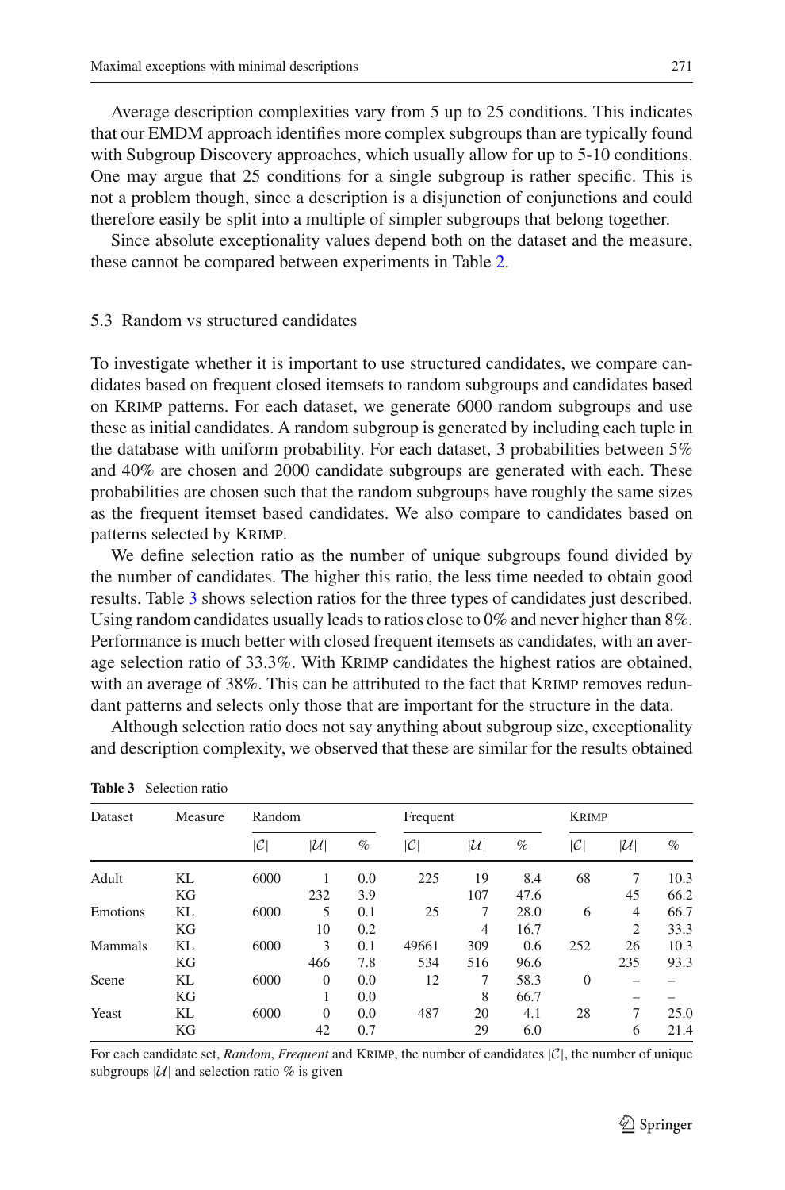Average description complexities vary from 5 up to 25 conditions. This indicates that our EMDM approach identifies more complex subgroups than are typically found with Subgroup Discovery approaches, which usually allow for up to 5-10 conditions. One may argue that 25 conditions for a single subgroup is rather specific. This is not a problem though, since a description is a disjunction of conjunctions and could therefore easily be split into a multiple of simpler subgroups that belong together.

Since absolute exceptionality values depend both on the dataset and the measure, these cannot be compared between experiments in Table 2.

### 5.3 Random vs structured candidates

To investigate whether it is important to use structured candidates, we compare candidates based on frequent closed itemsets to random subgroups and candidates based on Krimp patterns. For each dataset, we generate 6000 random subgroups and use these as initial candidates. A random subgroup is generated by including each tuple in the database with uniform probability. For each dataset, 3 probabilities between 5% and 40% are chosen and 2000 candidate subgroups are generated with each. These probabilities are chosen such that the random subgroups have roughly the same sizes as the frequent itemset based candidates. We also compare to candidates based on patterns selected by Krimp.

We define selection ratio as the number of unique subgroups found divided by the number of candidates. The higher this ratio, the less time needed to obtain good results. Table 3 shows selection ratios for the three types of candidates just described. Using random candidates usually leads to ratios close to 0% and never higher than 8%. Performance is much better with closed frequent itemsets as candidates, with an average selection ratio of 33.3%. With Krimp candidates the highest ratios are obtained, with an average of 38%. This can be attributed to the fact that Krimp removes redundant patterns and selects only those that are important for the structure in the data.

Although selection ratio does not say anything about subgroup size, exceptionality and description complexity, we observed that these are similar for the results obtained

**Table 3** Selection ratio

| Dataset | Measure | Random | | | Frequent | | | Krimp | | |
|---|---|---|---|---|---|---|---|---|---|---|
| | | $\lvert\mathcal{C}\rvert$ | $\lvert\mathcal{U}\rvert$ | % | $\lvert\mathcal{C}\rvert$ | $\lvert\mathcal{U}\rvert$ | % | $\lvert\mathcal{C}\rvert$ | $\lvert\mathcal{U}\rvert$ | % |
| Adult | KL | 6000 | 1 | 0.0 | 225 | 19 | 8.4 | 68 | 7 | 10.3 |
| | KG | | 232 | 3.9 | | 107 | 47.6 | | 45 | 66.2 |
| Emotions | KL | 6000 | 5 | 0.1 | 25 | 7 | 28.0 | 6 | 4 | 66.7 |
| | KG | | 10 | 0.2 | | 4 | 16.7 | | 2 | 33.3 |
| Mammals | KL | 6000 | 3 | 0.1 | 49661 | 309 | 0.6 | 252 | 26 | 10.3 |
| | KG | | 466 | 7.8 | 534 | 516 | 96.6 | | 235 | 93.3 |
| Scene | KL | 6000 | 0 | 0.0 | 12 | 7 | 58.3 | 0 | – | – |
| | KG | | 1 | 0.0 | | 8 | 66.7 | | – | – |
| Yeast | KL | 6000 | 0 | 0.0 | 487 | 20 | 4.1 | 28 | 7 | 25.0 |
| | KG | | 42 | 0.7 | | 29 | 6.0 | | 6 | 21.4 |

For each candidate set, *Random*, *Frequent* and Krimp, the number of candidates $|\mathcal{C}|$, the number of unique subgroups $|\mathcal{U}|$ and selection ratio % is given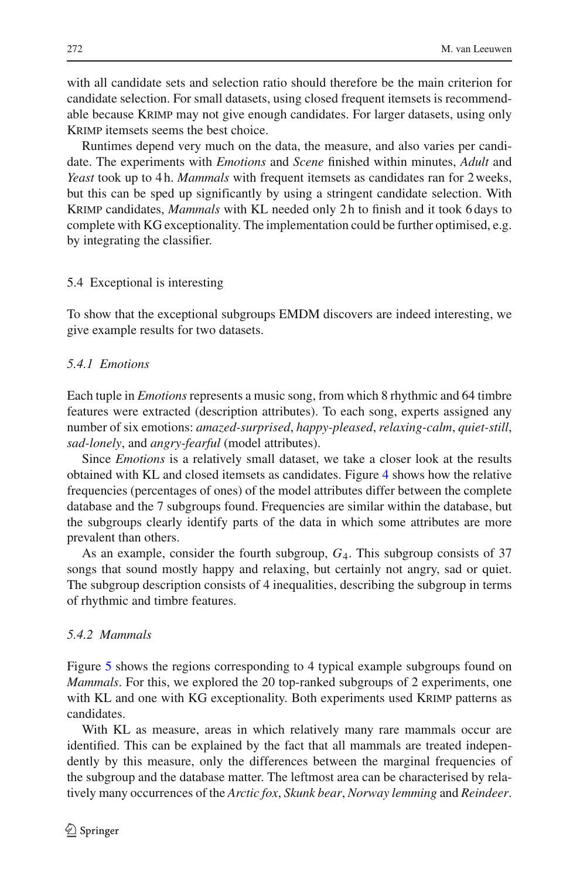with all candidate sets and selection ratio should therefore be the main criterion for candidate selection. For small datasets, using closed frequent itemsets is recommendable because Krimp may not give enough candidates. For larger datasets, using only Krimp itemsets seems the best choice.

Runtimes depend very much on the data, the measure, and also varies per candidate. The experiments with *Emotions* and *Scene* finished within minutes, *Adult* and *Yeast* took up to 4 h. *Mammals* with frequent itemsets as candidates ran for 2 weeks, but this can be sped up significantly by using a stringent candidate selection. With Krimp candidates, *Mammals* with KL needed only 2 h to finish and it took 6 days to complete with KG exceptionality. The implementation could be further optimised, e.g. by integrating the classifier.

## 5.4 Exceptional is interesting

To show that the exceptional subgroups EMDM discovers are indeed interesting, we give example results for two datasets.

### *5.4.1 Emotions*

Each tuple in *Emotions* represents a music song, from which 8 rhythmic and 64 timbre features were extracted (description attributes). To each song, experts assigned any number of six emotions: *amazed-surprised*, *happy-pleased*, *relaxing-calm*, *quiet-still*, *sad-lonely*, and *angry-fearful* (model attributes).

Since *Emotions* is a relatively small dataset, we take a closer look at the results obtained with KL and closed itemsets as candidates. Figure 4 shows how the relative frequencies (percentages of ones) of the model attributes differ between the complete database and the 7 subgroups found. Frequencies are similar within the database, but the subgroups clearly identify parts of the data in which some attributes are more prevalent than others.

As an example, consider the fourth subgroup, $G_4$. This subgroup consists of 37 songs that sound mostly happy and relaxing, but certainly not angry, sad or quiet. The subgroup description consists of 4 inequalities, describing the subgroup in terms of rhythmic and timbre features.

### *5.4.2 Mammals*

Figure 5 shows the regions corresponding to 4 typical example subgroups found on *Mammals*. For this, we explored the 20 top-ranked subgroups of 2 experiments, one with KL and one with KG exceptionality. Both experiments used Krimp patterns as candidates.

With KL as measure, areas in which relatively many rare mammals occur are identified. This can be explained by the fact that all mammals are treated independently by this measure, only the differences between the marginal frequencies of the subgroup and the database matter. The leftmost area can be characterised by relatively many occurrences of the *Arctic fox*, *Skunk bear*, *Norway lemming* and *Reindeer*.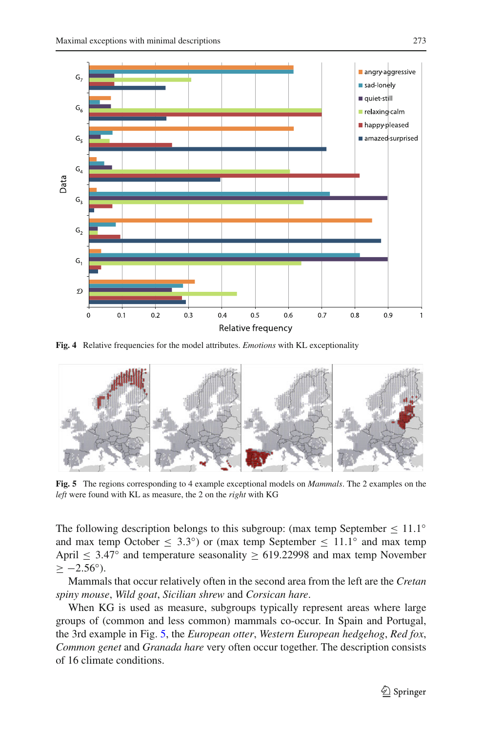Fig. 4 Relative frequencies for the model attributes. *Emotions* with KL exceptionality

Fig. 5 The regions corresponding to 4 example exceptional models on *Mammals*. The 2 examples on the *left* were found with KL as measure, the 2 on the *right* with KG

The following description belongs to this subgroup: (max temp September $\leq$ 11.1° and max temp October $\leq$ 3.3°) or (max temp September $\leq$ 11.1° and max temp April $\leq$ 3.47° and temperature seasonality $\geq$ 619.22998 and max temp November $\geq -2.56°$).

Mammals that occur relatively often in the second area from the left are the *Cretan spiny mouse*, *Wild goat*, *Sicilian shrew* and *Corsican hare*.

When KG is used as measure, subgroups typically represent areas where large groups of (common and less common) mammals co-occur. In Spain and Portugal, the 3rd example in Fig. 5, the *European otter*, *Western European hedgehog*, *Red fox*, *Common genet* and *Granada hare* very often occur together. The description consists of 16 climate conditions.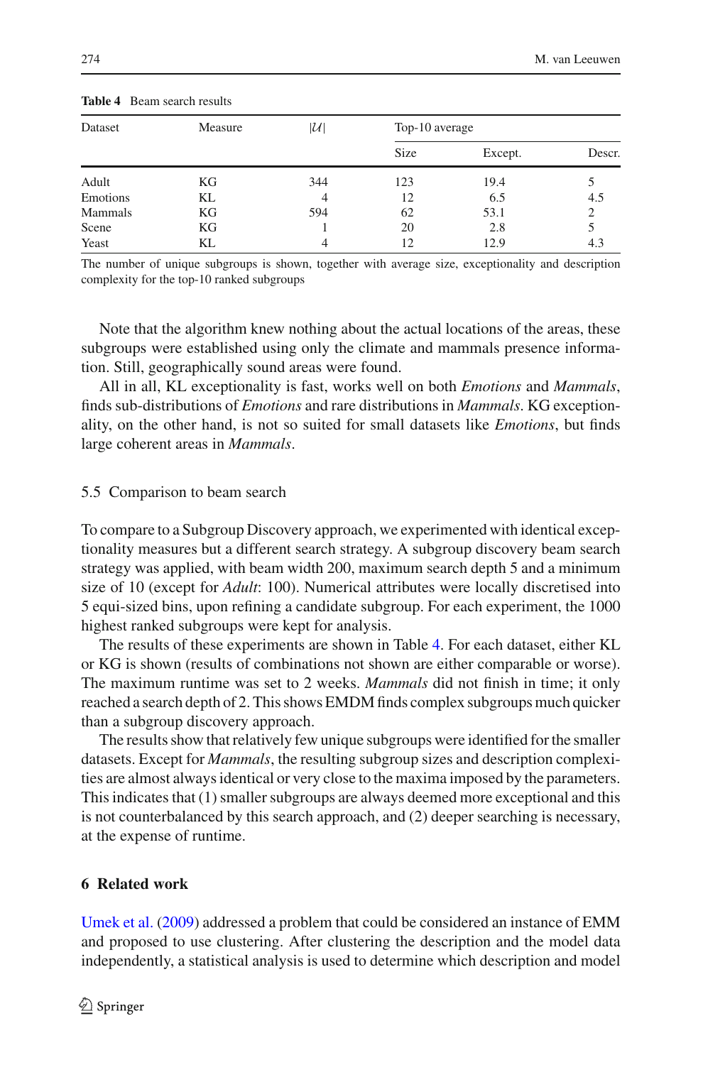**Table 4** Beam search results

| Dataset | Measure | $\|\mathcal{U}\|$ | Top-10 average | | |
|---|---|---|---|---|---|
| | | | Size | Except. | Descr. |
| Adult | KG | 344 | 123 | 19.4 | 5 |
| Emotions | KL | 4 | 12 | 6.5 | 4.5 |
| Mammals | KG | 594 | 62 | 53.1 | 2 |
| Scene | KG | 1 | 20 | 2.8 | 5 |
| Yeast | KL | 4 | 12 | 12.9 | 4.3 |

The number of unique subgroups is shown, together with average size, exceptionality and description complexity for the top-10 ranked subgroups

Note that the algorithm knew nothing about the actual locations of the areas, these subgroups were established using only the climate and mammals presence information. Still, geographically sound areas were found.

All in all, KL exceptionality is fast, works well on both *Emotions* and *Mammals*, finds sub-distributions of *Emotions* and rare distributions in *Mammals*. KG exceptionality, on the other hand, is not so suited for small datasets like *Emotions*, but finds large coherent areas in *Mammals*.

### 5.5 Comparison to beam search

To compare to a Subgroup Discovery approach, we experimented with identical exceptionality measures but a different search strategy. A subgroup discovery beam search strategy was applied, with beam width 200, maximum search depth 5 and a minimum size of 10 (except for *Adult*: 100). Numerical attributes were locally discretised into 5 equi-sized bins, upon refining a candidate subgroup. For each experiment, the 1000 highest ranked subgroups were kept for analysis.

The results of these experiments are shown in Table 4. For each dataset, either KL or KG is shown (results of combinations not shown are either comparable or worse). The maximum runtime was set to 2 weeks. *Mammals* did not finish in time; it only reached a search depth of 2. This shows EMDM finds complex subgroups much quicker than a subgroup discovery approach.

The results show that relatively few unique subgroups were identified for the smaller datasets. Except for *Mammals*, the resulting subgroup sizes and description complexities are almost always identical or very close to the maxima imposed by the parameters. This indicates that (1) smaller subgroups are always deemed more exceptional and this is not counterbalanced by this search approach, and (2) deeper searching is necessary, at the expense of runtime.

## 6 Related work

Umek et al. (2009) addressed a problem that could be considered an instance of EMM and proposed to use clustering. After clustering the description and the model data independently, a statistical analysis is used to determine which description and model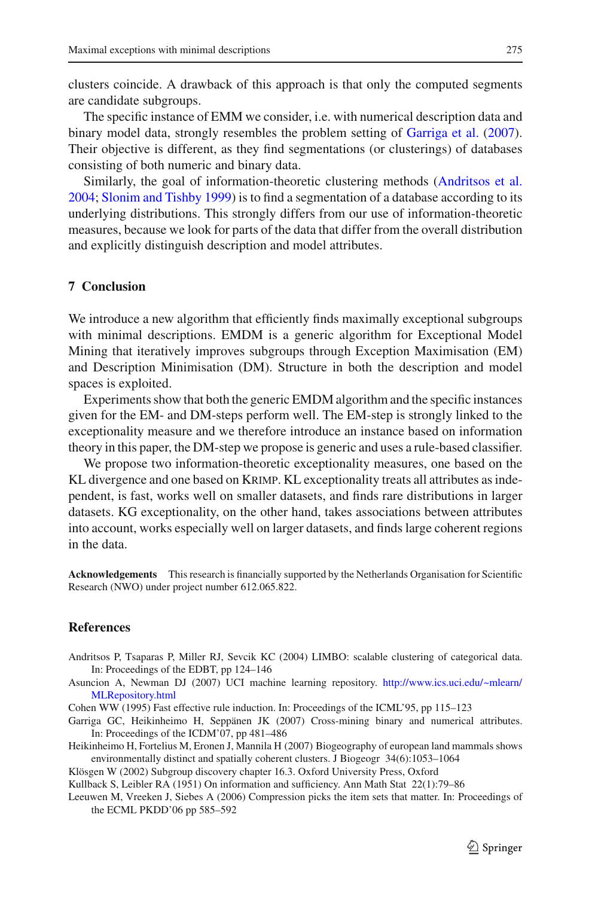clusters coincide. A drawback of this approach is that only the computed segments are candidate subgroups.

The specific instance of EMM we consider, i.e. with numerical description data and binary model data, strongly resembles the problem setting of Garriga et al. (2007). Their objective is different, as they find segmentations (or clusterings) of databases consisting of both numeric and binary data.

Similarly, the goal of information-theoretic clustering methods (Andritsos et al. 2004; Slonim and Tishby 1999) is to find a segmentation of a database according to its underlying distributions. This strongly differs from our use of information-theoretic measures, because we look for parts of the data that differ from the overall distribution and explicitly distinguish description and model attributes.

## 7 Conclusion

We introduce a new algorithm that efficiently finds maximally exceptional subgroups with minimal descriptions. EMDM is a generic algorithm for Exceptional Model Mining that iteratively improves subgroups through Exception Maximisation (EM) and Description Minimisation (DM). Structure in both the description and model spaces is exploited.

Experiments show that both the generic EMDM algorithm and the specific instances given for the EM- and DM-steps perform well. The EM-step is strongly linked to the exceptionality measure and we therefore introduce an instance based on information theory in this paper, the DM-step we propose is generic and uses a rule-based classifier.

We propose two information-theoretic exceptionality measures, one based on the KL divergence and one based on KRIMP. KL exceptionality treats all attributes as independent, is fast, works well on smaller datasets, and finds rare distributions in larger datasets. KG exceptionality, on the other hand, takes associations between attributes into account, works especially well on larger datasets, and finds large coherent regions in the data.

**Acknowledgements** This research is financially supported by the Netherlands Organisation for Scientific Research (NWO) under project number 612.065.822.

## References

Andritsos P, Tsaparas P, Miller RJ, Sevcik KC (2004) LIMBO: scalable clustering of categorical data. In: Proceedings of the EDBT, pp 124–146

Asuncion A, Newman DJ (2007) UCI machine learning repository. http://www.ics.uci.edu/~mlearn/MLRepository.html

Cohen WW (1995) Fast effective rule induction. In: Proceedings of the ICML'95, pp 115–123

Garriga GC, Heikinheimo H, Seppänen JK (2007) Cross-mining binary and numerical attributes. In: Proceedings of the ICDM'07, pp 481–486

Heikinheimo H, Fortelius M, Eronen J, Mannila H (2007) Biogeography of european land mammals shows environmentally distinct and spatially coherent clusters. J Biogeogr 34(6):1053–1064

Klösgen W (2002) Subgroup discovery chapter 16.3. Oxford University Press, Oxford

Kullback S, Leibler RA (1951) On information and sufficiency. Ann Math Stat 22(1):79–86

Leeuwen M, Vreeken J, Siebes A (2006) Compression picks the item sets that matter. In: Proceedings of the ECML PKDD'06 pp 585–592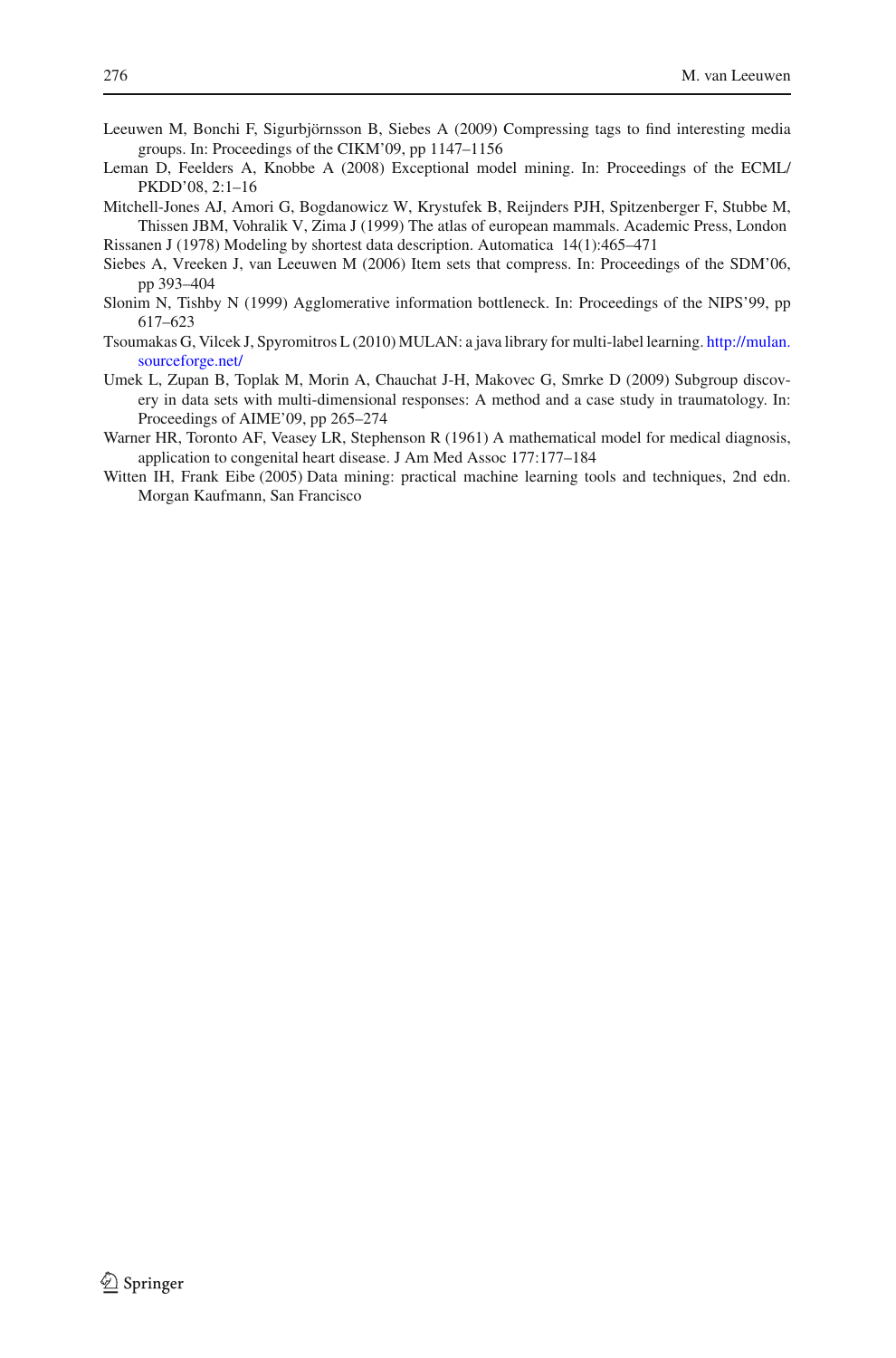Leeuwen M, Bonchi F, Sigurbjörnsson B, Siebes A (2009) Compressing tags to find interesting media groups. In: Proceedings of the CIKM'09, pp 1147–1156

Leman D, Feelders A, Knobbe A (2008) Exceptional model mining. In: Proceedings of the ECML/PKDD'08, 2:1–16

Mitchell-Jones AJ, Amori G, Bogdanowicz W, Krystufek B, Reijnders PJH, Spitzenberger F, Stubbe M, Thissen JBM, Vohralik V, Zima J (1999) The atlas of european mammals. Academic Press, London

Rissanen J (1978) Modeling by shortest data description. Automatica 14(1):465–471

Siebes A, Vreeken J, van Leeuwen M (2006) Item sets that compress. In: Proceedings of the SDM'06, pp 393–404

Slonim N, Tishby N (1999) Agglomerative information bottleneck. In: Proceedings of the NIPS'99, pp 617–623

Tsoumakas G, Vilcek J, Spyromitros L (2010) MULAN: a java library for multi-label learning. http://mulan.sourceforge.net/

Umek L, Zupan B, Toplak M, Morin A, Chauchat J-H, Makovec G, Smrke D (2009) Subgroup discovery in data sets with multi-dimensional responses: A method and a case study in traumatology. In: Proceedings of AIME'09, pp 265–274

Warner HR, Toronto AF, Veasey LR, Stephenson R (1961) A mathematical model for medical diagnosis, application to congenital heart disease. J Am Med Assoc 177:177–184

Witten IH, Frank Eibe (2005) Data mining: practical machine learning tools and techniques, 2nd edn. Morgan Kaufmann, San Francisco